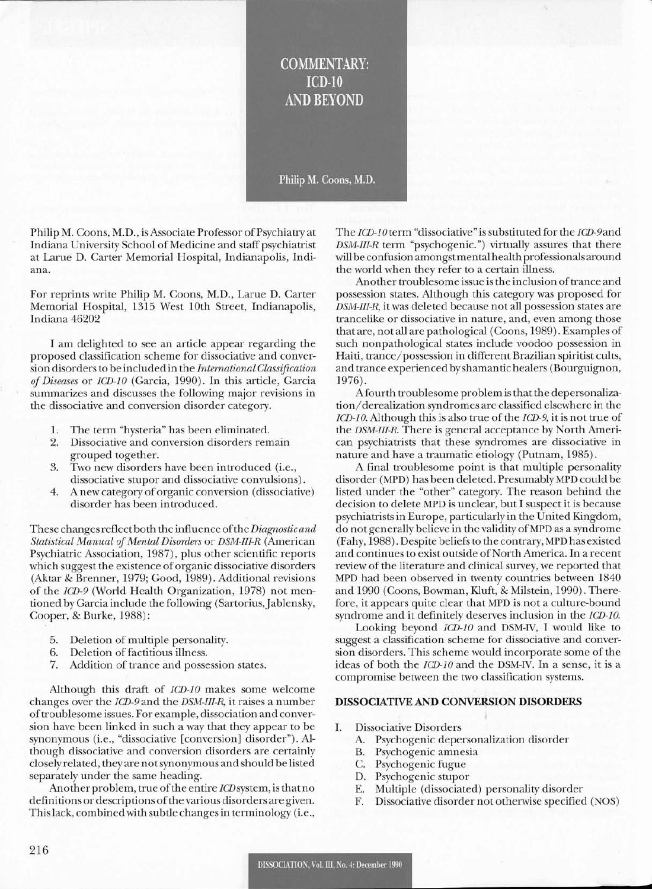# COMMENTARY: ICD-10 AND BEYOND

Philip M. Coons, M.D.

Philip M. Coons, M.D., is Associate Professor of Psychiatry at Indiana University School of Medicine and staff psychiatrist at Larue D. Carter Memorial Hospital, Indianapolis, Indiana.

For reprints write Philip M. Coons, M.D., Larue D. Carter Memorial Hospital, 1315 West 10th Street, Indianapolis, Indiana 46202

I am delighted to see an article appear regarding the proposed classification scheme for dissociative and conversion disorders to be included in the *International Classification of Diseases* or *ICD-10* (Garcia, 1990). In this article, Garcia summarizes and discusses the following major revisions in the dissociative and conversion disorder category.

1. The term "hysteria" has been eliminated.
2. Dissociative and conversion disorders remain grouped together.
3. Two new disorders have been introduced (i.e., dissociative stupor and dissociative convulsions).
4. A new category of organic conversion (dissociative) disorder has been introduced.

These changes reflect both the influence of the *Diagnostic and Statistical Manual of Mental Disorders* or *DSM-III-R* (American Psychiatric Association, 1987), plus other scientific reports which suggest the existence of organic dissociative disorders (Aktar & Brenner, 1979; Good, 1989). Additional revisions of the *ICD-9* (World Health Organization, 1978) not mentioned by Garcia include the following (Sartorius, Jablensky, Cooper, & Burke, 1988):

5. Deletion of multiple personality.
6. Deletion of factitious illness.
7. Addition of trance and possession states.

Although this draft of *ICD-10* makes some welcome changes over the *ICD-9* and the *DSM-III-R*, it raises a number of troublesome issues. For example, dissociation and conversion have been linked in such a way that they appear to be synonymous (i.e., "dissociative [conversion] disorder"). Although dissociative and conversion disorders are certainly closely related, they are not synonymous and should be listed separately under the same heading.

Another problem, true of the entire *ICD* system, is that no definitions or descriptions of the various disorders are given. This lack, combined with subtle changes in terminology (i.e., The *ICD-10* term "dissociative" is substituted for the *ICD-9* and *DSM-III-R* term "psychogenic.") virtually assures that there will be confusion amongst mental health professionals around the world when they refer to a certain illness.

Another troublesome issue is the inclusion of trance and possession states. Although this category was proposed for *DSM-III-R*, it was deleted because not all possession states are trancelike or dissociative in nature, and, even among those that are, not all are pathological (Coons, 1989). Examples of such nonpathological states include voodoo possession in Haiti, trance/possession in different Brazilian spiritist cults, and trance experienced by shamantic healers (Bourguignon, 1976).

A fourth troublesome problem is that the depersonalization/derealization syndromes are classified elsewhere in the *ICD-10*. Although this is also true of the *ICD-9*, it is not true of the *DSM-III-R*. There is general acceptance by North American psychiatrists that these syndromes are dissociative in nature and have a traumatic etiology (Putnam, 1985).

A final troublesome point is that multiple personality disorder (MPD) has been deleted. Presumably MPD could be listed under the "other" category. The reason behind the decision to delete MPD is unclear, but I suspect it is because psychiatrists in Europe, particularly in the United Kingdom, do not generally believe in the validity of MPD as a syndrome (Fahy, 1988). Despite beliefs to the contrary, MPD has existed and continues to exist outside of North America. In a recent review of the literature and clinical survey, we reported that MPD had been observed in twenty countries between 1840 and 1990 (Coons, Bowman, Kluft, & Milstein, 1990). Therefore, it appears quite clear that MPD is not a culture-bound syndrome and it definitely deserves inclusion in the *ICD-10*.

Looking beyond *ICD-10* and DSM-IV, I would like to suggest a classification scheme for dissociative and conversion disorders. This scheme would incorporate some of the ideas of both the *ICD-10* and the DSM-IV. In a sense, it is a compromise between the two classification systems.

### DISSOCIATIVE AND CONVERSION DISORDERS

I. Dissociative Disorders
   - A. Psychogenic depersonalization disorder
   - B. Psychogenic amnesia
   - C. Psychogenic fugue
   - D. Psychogenic stupor
   - E. Multiple (dissociated) personality disorder
   - F. Dissociative disorder not otherwise specified (NOS)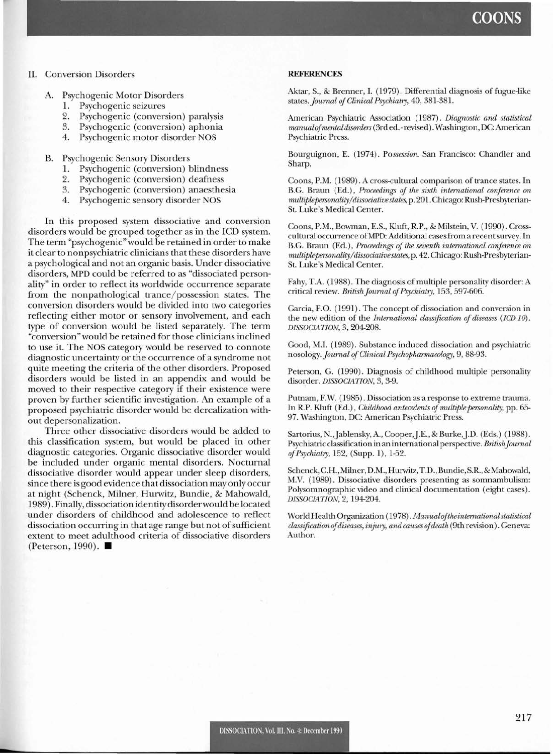II. Conversion Disorders

A. Psychogenic Motor Disorders
   1. Psychogenic seizures
   2. Psychogenic (conversion) paralysis
   3. Psychogenic (conversion) aphonia
   4. Psychogenic motor disorder NOS

B. Psychogenic Sensory Disorders
   1. Psychogenic (conversion) blindness
   2. Psychogenic (conversion) deafness
   3. Psychogenic (conversion) anaesthesia
   4. Psychogenic sensory disorder NOS

In this proposed system dissociative and conversion disorders would be grouped together as in the ICD system. The term "psychogenic" would be retained in order to make it clear to nonpsychiatric clinicians that these disorders have a psychological and not an organic basis. Under dissociative disorders, MPD could be referred to as "dissociated personality" in order to reflect its worldwide occurrence separate from the nonpathological trance/possession states. The conversion disorders would be divided into two categories reflecting either motor or sensory involvement, and each type of conversion would be listed separately. The term "conversion" would be retained for those clinicians inclined to use it. The NOS category would be reserved to connote diagnostic uncertainty or the occurrence of a syndrome not quite meeting the criteria of the other disorders. Proposed disorders would be listed in an appendix and would be moved to their respective category if their existence were proven by further scientific investigation. An example of a proposed psychiatric disorder would be derealization without depersonalization.

Three other dissociative disorders would be added to this classification system, but would be placed in other diagnostic categories. Organic dissociative disorder would be included under organic mental disorders. Nocturnal dissociative disorder would appear under sleep disorders, since there is good evidence that dissociation may only occur at night (Schenck, Milner, Hurwitz, Bundie, & Mahowald, 1989). Finally, dissociation identity disorder would be located under disorders of childhood and adolescence to reflect dissociation occurring in that age range but not of sufficient extent to meet adulthood criteria of dissociative disorders (Peterson, 1990). ■

## REFERENCES

Aktar, S., & Brenner, I. (1979). Differential diagnosis of fugue-like states. *Journal of Clinical Psychiatry*, 40, 381-381.

American Psychiatric Association (1987). *Diagnostic and statistical manual of mental disorders* (3rd ed.-revised). Washington, DC: American Psychiatric Press.

Bourguignon, E. (1974). *Possession*. San Francisco: Chandler and Sharp.

Coons, P.M. (1989). A cross-cultural comparison of trance states. In B.G. Braun (Ed.), *Proceedings of the sixth international conference on multiple personality/dissociative states*, p. 201. Chicago: Rush-Presbyterian-St. Luke's Medical Center.

Coons, P.M., Bowman, E.S., Kluft, R.P., & Milstein, V. (1990). Cross-cultural occurrence of MPD: Additional cases from a recent survey. In B.G. Braun (Ed.), *Proceedings of the seventh international conference on multiple personality/dissociative states*, p. 42. Chicago: Rush-Presbyterian-St. Luke's Medical Center.

Fahy, T.A. (1988). The diagnosis of multiple personality disorder: A critical review. *British Journal of Psychiatry*, 153, 597-606.

Garcia, F.O. (1991). The concept of dissociation and conversion in the new edition of the *International classification of diseases* (*ICD-10*). *DISSOCIATION*, 3, 204-208.

Good, M.I. (1989). Substance induced dissociation and psychiatric nosology. *Journal of Clinical Psychopharmacology*, 9, 88-93.

Peterson, G. (1990). Diagnosis of childhood multiple personality disorder. *DISSOCIATION*, 3, 3-9.

Putnam, F.W. (1985). Dissociation as a response to extreme trauma. In R.P. Kluft (Ed.), *Childhood antecedents of multiple personality*, pp. 65-97. Washington, DC: American Psychiatric Press.

Sartorius, N., Jablensky, A., Cooper, J.E., & Burke, J.D. (Eds.) (1988). Psychiatric classification in an international perspective. *British Journal of Psychiatry*, 152, (Supp. 1), 1-52.

Schenck, C.H., Milner, D.M., Hurwitz, T.D., Bundie, S.R., & Mahowald, M.V. (1989). Dissociative disorders presenting as somnambulism: Polysomnographic video and clinical documentation (eight cases). *DISSOCIATION*, 2, 194-204.

World Health Organization (1978). *Manual of the international statistical classification of diseases, injury, and causes of death* (9th revision). Geneva: Author.